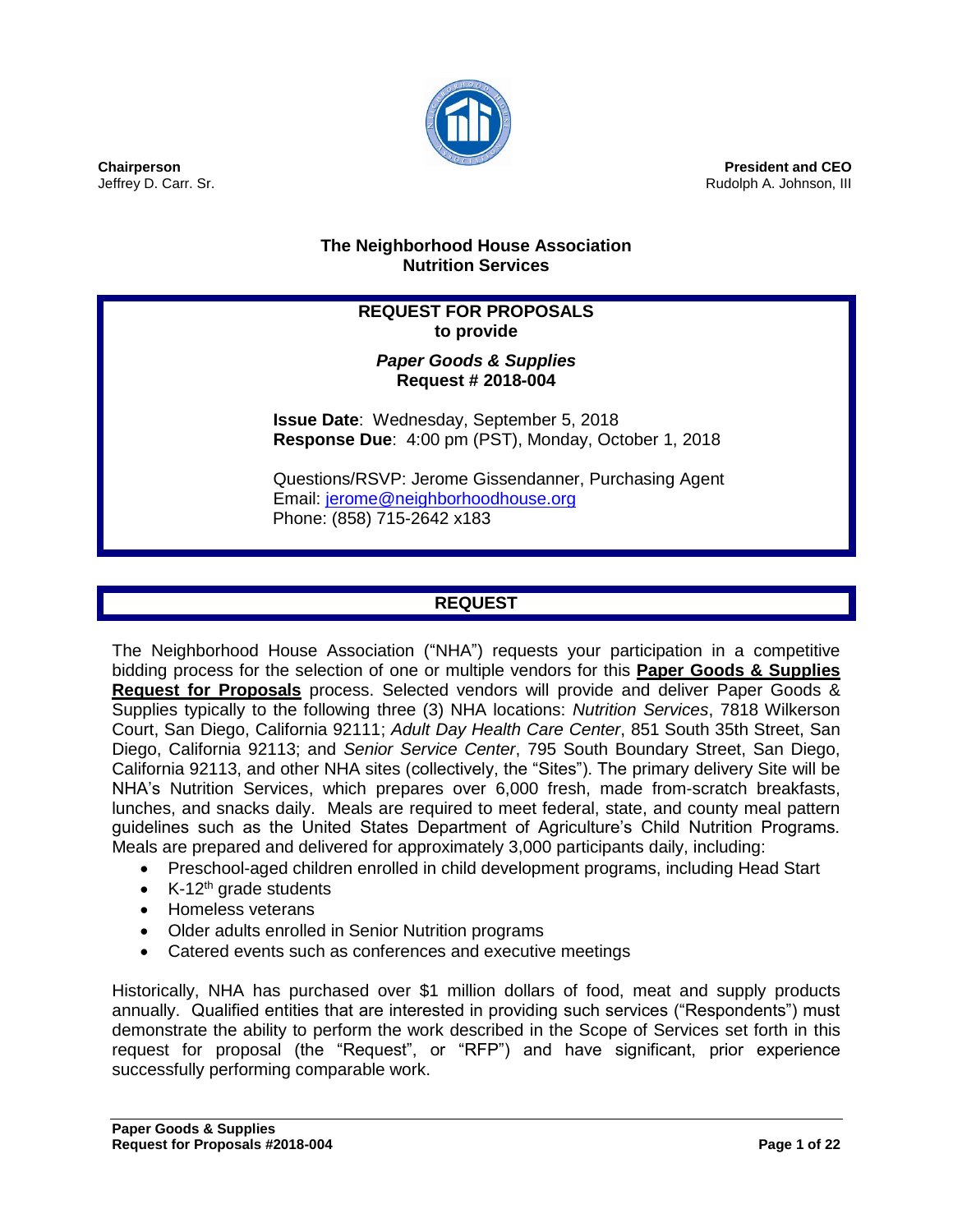**Chairperson**
Jeffrey D. Carr. Sr.

**President and CEO**
Rudolph A. Johnson, III

## The Neighborhood House Association Nutrition Services

**REQUEST FOR PROPOSALS**
**to provide**

***Paper Goods & Supplies***
**Request # 2018-004**

**Issue Date**: Wednesday, September 5, 2018
**Response Due**: 4:00 pm (PST), Monday, October 1, 2018

Questions/RSVP: Jerome Gissendanner, Purchasing Agent
Email: jerome@neighborhoodhouse.org
Phone: (858) 715-2642 x183

## REQUEST

The Neighborhood House Association ("NHA") requests your participation in a competitive bidding process for the selection of one or multiple vendors for this **Paper Goods & Supplies Request for Proposals** process. Selected vendors will provide and deliver Paper Goods & Supplies typically to the following three (3) NHA locations: *Nutrition Services*, 7818 Wilkerson Court, San Diego, California 92111; *Adult Day Health Care Center*, 851 South 35th Street, San Diego, California 92113; and *Senior Service Center*, 795 South Boundary Street, San Diego, California 92113, and other NHA sites (collectively, the "Sites"). The primary delivery Site will be NHA's Nutrition Services, which prepares over 6,000 fresh, made from-scratch breakfasts, lunches, and snacks daily. Meals are required to meet federal, state, and county meal pattern guidelines such as the United States Department of Agriculture's Child Nutrition Programs. Meals are prepared and delivered for approximately 3,000 participants daily, including:

- Preschool-aged children enrolled in child development programs, including Head Start
- K-12th grade students
- Homeless veterans
- Older adults enrolled in Senior Nutrition programs
- Catered events such as conferences and executive meetings

Historically, NHA has purchased over $1 million dollars of food, meat and supply products annually. Qualified entities that are interested in providing such services ("Respondents") must demonstrate the ability to perform the work described in the Scope of Services set forth in this request for proposal (the "Request", or "RFP") and have significant, prior experience successfully performing comparable work.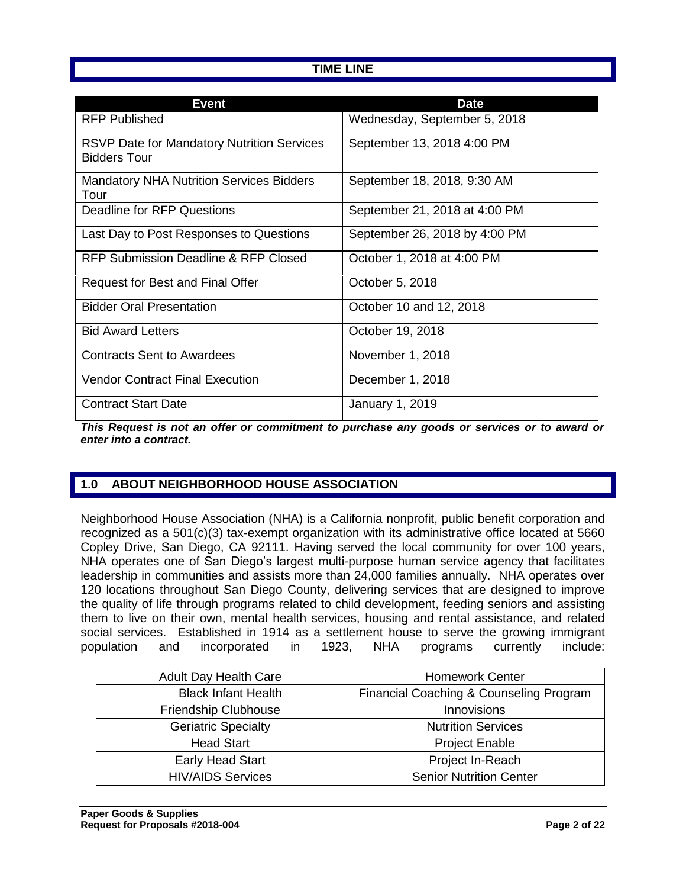## TIME LINE

| Event | Date |
|---|---|
| RFP Published | Wednesday, September 5, 2018 |
| RSVP Date for Mandatory Nutrition Services Bidders Tour | September 13, 2018 4:00 PM |
| Mandatory NHA Nutrition Services Bidders Tour | September 18, 2018, 9:30 AM |
| Deadline for RFP Questions | September 21, 2018 at 4:00 PM |
| Last Day to Post Responses to Questions | September 26, 2018 by 4:00 PM |
| RFP Submission Deadline & RFP Closed | October 1, 2018 at 4:00 PM |
| Request for Best and Final Offer | October 5, 2018 |
| Bidder Oral Presentation | October 10 and 12, 2018 |
| Bid Award Letters | October 19, 2018 |
| Contracts Sent to Awardees | November 1, 2018 |
| Vendor Contract Final Execution | December 1, 2018 |
| Contract Start Date | January 1, 2019 |

***This Request is not an offer or commitment to purchase any goods or services or to award or enter into a contract.***

## 1.0 ABOUT NEIGHBORHOOD HOUSE ASSOCIATION

Neighborhood House Association (NHA) is a California nonprofit, public benefit corporation and recognized as a 501(c)(3) tax-exempt organization with its administrative office located at 5660 Copley Drive, San Diego, CA 92111. Having served the local community for over 100 years, NHA operates one of San Diego's largest multi-purpose human service agency that facilitates leadership in communities and assists more than 24,000 families annually. NHA operates over 120 locations throughout San Diego County, delivering services that are designed to improve the quality of life through programs related to child development, feeding seniors and assisting them to live on their own, mental health services, housing and rental assistance, and related social services. Established in 1914 as a settlement house to serve the growing immigrant population and incorporated in 1923, NHA programs currently include:

| | |
|---|---|
| Adult Day Health Care | Homework Center |
| Black Infant Health | Financial Coaching & Counseling Program |
| Friendship Clubhouse | Innovisions |
| Geriatric Specialty | Nutrition Services |
| Head Start | Project Enable |
| Early Head Start | Project In-Reach |
| HIV/AIDS Services | Senior Nutrition Center |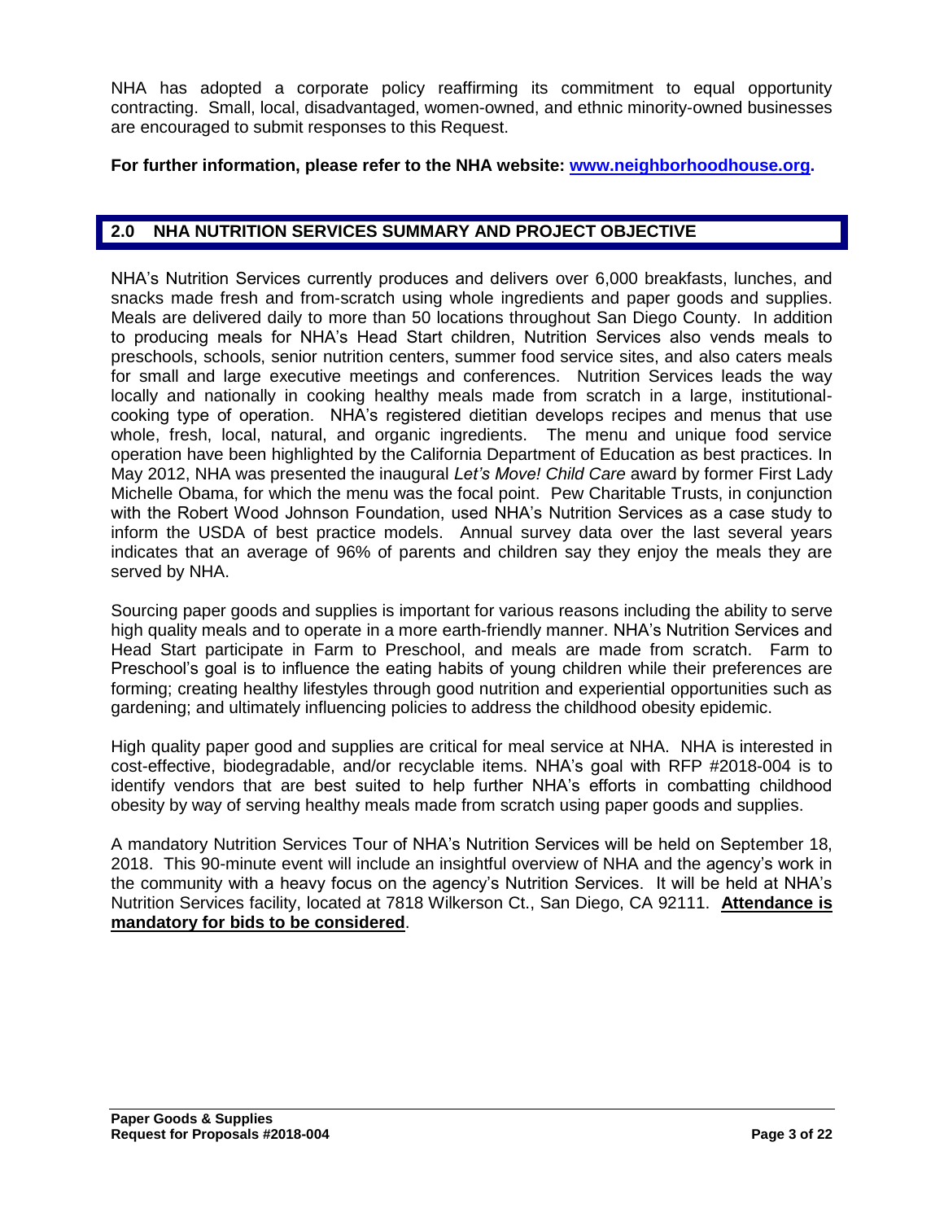NHA has adopted a corporate policy reaffirming its commitment to equal opportunity contracting. Small, local, disadvantaged, women-owned, and ethnic minority-owned businesses are encouraged to submit responses to this Request.

**For further information, please refer to the NHA website: [www.neighborhoodhouse.org](http://www.neighborhoodhouse.org).**

## 2.0 NHA NUTRITION SERVICES SUMMARY AND PROJECT OBJECTIVE

NHA's Nutrition Services currently produces and delivers over 6,000 breakfasts, lunches, and snacks made fresh and from-scratch using whole ingredients and paper goods and supplies. Meals are delivered daily to more than 50 locations throughout San Diego County. In addition to producing meals for NHA's Head Start children, Nutrition Services also vends meals to preschools, schools, senior nutrition centers, summer food service sites, and also caters meals for small and large executive meetings and conferences. Nutrition Services leads the way locally and nationally in cooking healthy meals made from scratch in a large, institutional-cooking type of operation. NHA's registered dietitian develops recipes and menus that use whole, fresh, local, natural, and organic ingredients. The menu and unique food service operation have been highlighted by the California Department of Education as best practices. In May 2012, NHA was presented the inaugural *Let's Move! Child Care* award by former First Lady Michelle Obama, for which the menu was the focal point. Pew Charitable Trusts, in conjunction with the Robert Wood Johnson Foundation, used NHA's Nutrition Services as a case study to inform the USDA of best practice models. Annual survey data over the last several years indicates that an average of 96% of parents and children say they enjoy the meals they are served by NHA.

Sourcing paper goods and supplies is important for various reasons including the ability to serve high quality meals and to operate in a more earth-friendly manner. NHA's Nutrition Services and Head Start participate in Farm to Preschool, and meals are made from scratch. Farm to Preschool's goal is to influence the eating habits of young children while their preferences are forming; creating healthy lifestyles through good nutrition and experiential opportunities such as gardening; and ultimately influencing policies to address the childhood obesity epidemic.

High quality paper good and supplies are critical for meal service at NHA. NHA is interested in cost-effective, biodegradable, and/or recyclable items. NHA's goal with RFP #2018-004 is to identify vendors that are best suited to help further NHA's efforts in combatting childhood obesity by way of serving healthy meals made from scratch using paper goods and supplies.

A mandatory Nutrition Services Tour of NHA's Nutrition Services will be held on September 18, 2018. This 90-minute event will include an insightful overview of NHA and the agency's work in the community with a heavy focus on the agency's Nutrition Services. It will be held at NHA's Nutrition Services facility, located at 7818 Wilkerson Ct., San Diego, CA 92111. <u>**Attendance is mandatory for bids to be considered**</u>.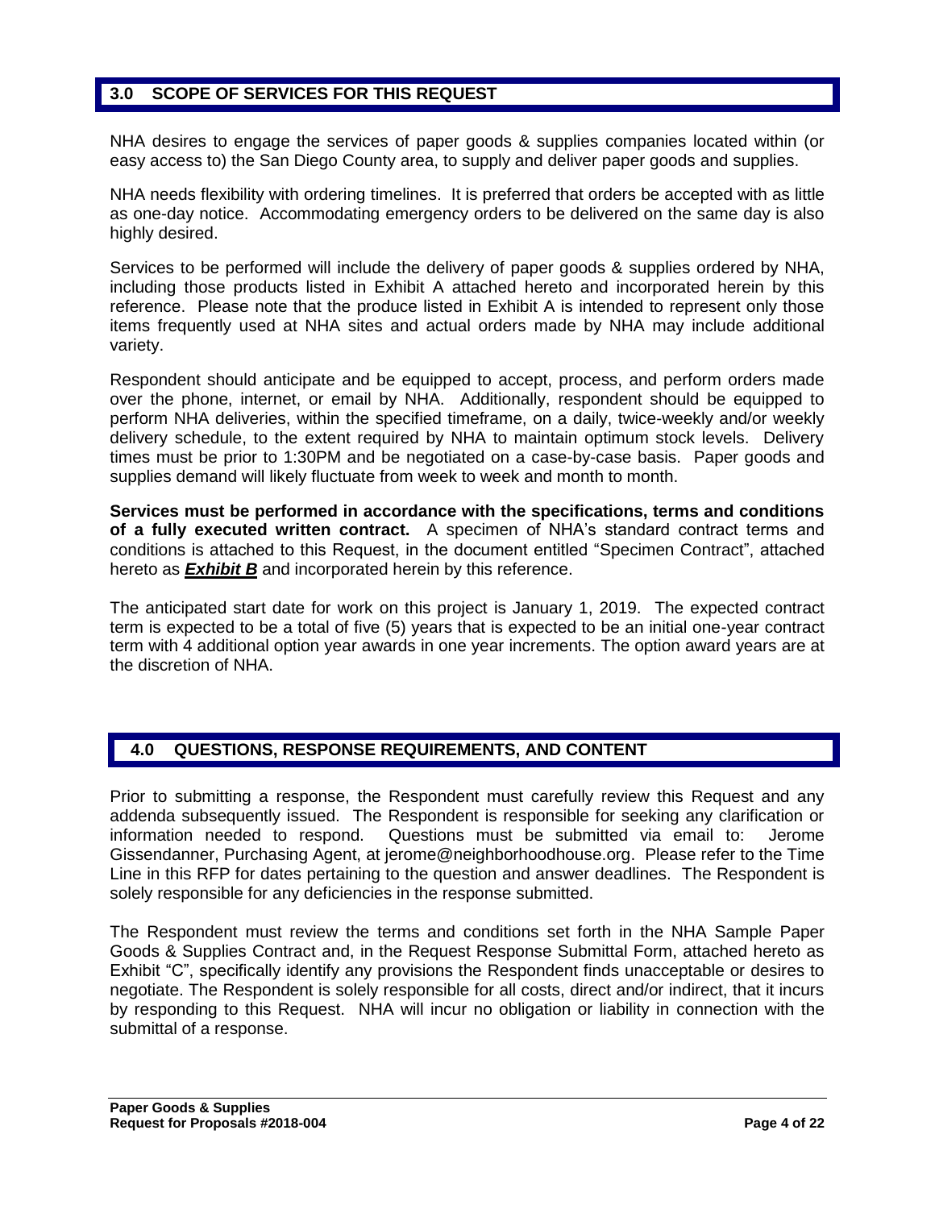## 3.0 SCOPE OF SERVICES FOR THIS REQUEST

NHA desires to engage the services of paper goods & supplies companies located within (or easy access to) the San Diego County area, to supply and deliver paper goods and supplies.

NHA needs flexibility with ordering timelines. It is preferred that orders be accepted with as little as one-day notice. Accommodating emergency orders to be delivered on the same day is also highly desired.

Services to be performed will include the delivery of paper goods & supplies ordered by NHA, including those products listed in Exhibit A attached hereto and incorporated herein by this reference. Please note that the produce listed in Exhibit A is intended to represent only those items frequently used at NHA sites and actual orders made by NHA may include additional variety.

Respondent should anticipate and be equipped to accept, process, and perform orders made over the phone, internet, or email by NHA. Additionally, respondent should be equipped to perform NHA deliveries, within the specified timeframe, on a daily, twice-weekly and/or weekly delivery schedule, to the extent required by NHA to maintain optimum stock levels. Delivery times must be prior to 1:30PM and be negotiated on a case-by-case basis. Paper goods and supplies demand will likely fluctuate from week to week and month to month.

**Services must be performed in accordance with the specifications, terms and conditions of a fully executed written contract.** A specimen of NHA's standard contract terms and conditions is attached to this Request, in the document entitled "Specimen Contract", attached hereto as ***Exhibit B*** and incorporated herein by this reference.

The anticipated start date for work on this project is January 1, 2019. The expected contract term is expected to be a total of five (5) years that is expected to be an initial one-year contract term with 4 additional option year awards in one year increments. The option award years are at the discretion of NHA.

## 4.0 QUESTIONS, RESPONSE REQUIREMENTS, AND CONTENT

Prior to submitting a response, the Respondent must carefully review this Request and any addenda subsequently issued. The Respondent is responsible for seeking any clarification or information needed to respond. Questions must be submitted via email to: Jerome Gissendanner, Purchasing Agent, at jerome@neighborhoodhouse.org. Please refer to the Time Line in this RFP for dates pertaining to the question and answer deadlines. The Respondent is solely responsible for any deficiencies in the response submitted.

The Respondent must review the terms and conditions set forth in the NHA Sample Paper Goods & Supplies Contract and, in the Request Response Submittal Form, attached hereto as Exhibit "C", specifically identify any provisions the Respondent finds unacceptable or desires to negotiate. The Respondent is solely responsible for all costs, direct and/or indirect, that it incurs by responding to this Request. NHA will incur no obligation or liability in connection with the submittal of a response.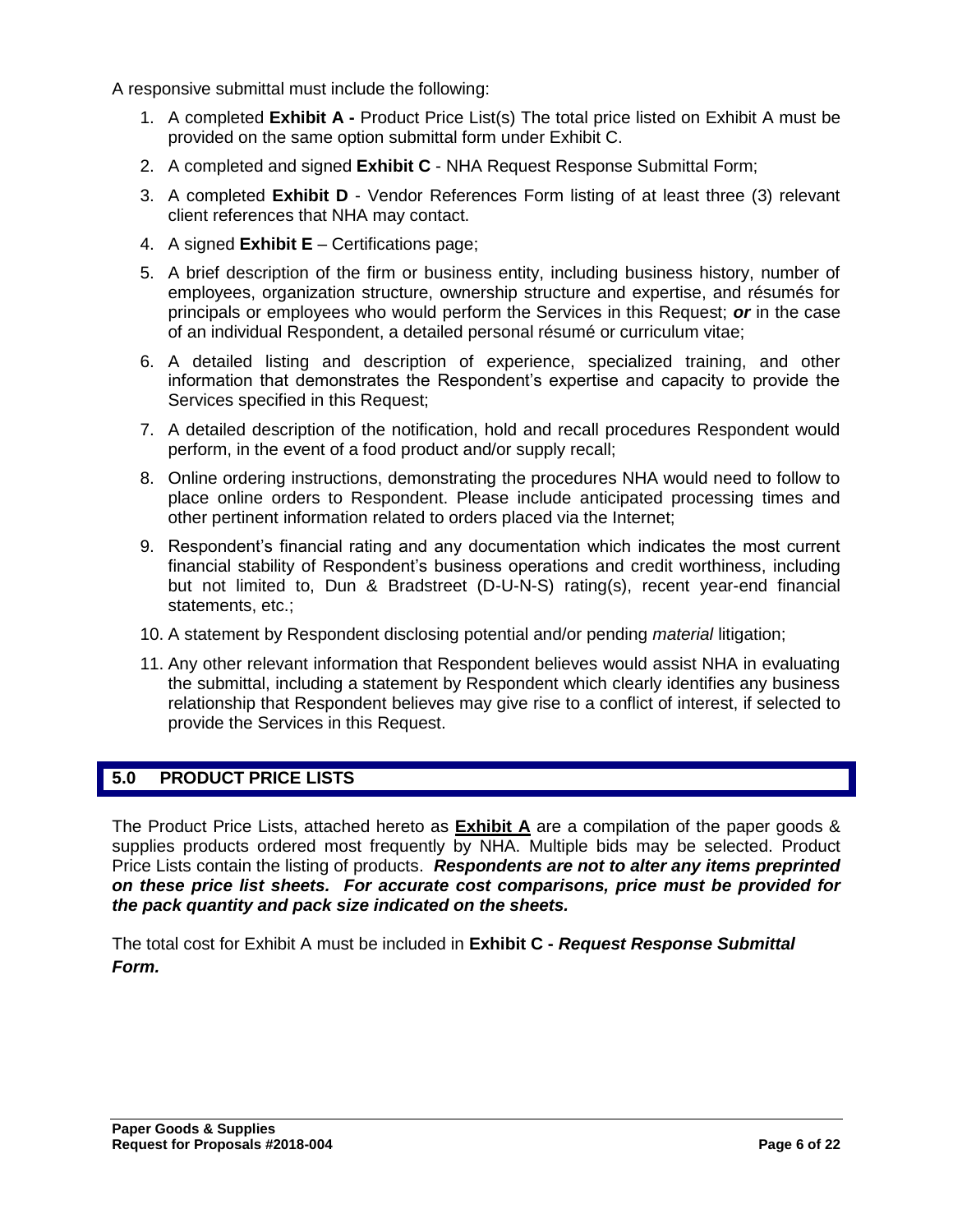A responsive submittal must include the following:

1. A completed **Exhibit A -** Product Price List(s) The total price listed on Exhibit A must be provided on the same option submittal form under Exhibit C.
2. A completed and signed **Exhibit C** - NHA Request Response Submittal Form;
3. A completed **Exhibit D** - Vendor References Form listing of at least three (3) relevant client references that NHA may contact.
4. A signed **Exhibit E** – Certifications page;
5. A brief description of the firm or business entity, including business history, number of employees, organization structure, ownership structure and expertise, and résumés for principals or employees who would perform the Services in this Request; ***or*** in the case of an individual Respondent, a detailed personal résumé or curriculum vitae;
6. A detailed listing and description of experience, specialized training, and other information that demonstrates the Respondent's expertise and capacity to provide the Services specified in this Request;
7. A detailed description of the notification, hold and recall procedures Respondent would perform, in the event of a food product and/or supply recall;
8. Online ordering instructions, demonstrating the procedures NHA would need to follow to place online orders to Respondent. Please include anticipated processing times and other pertinent information related to orders placed via the Internet;
9. Respondent's financial rating and any documentation which indicates the most current financial stability of Respondent's business operations and credit worthiness, including but not limited to, Dun & Bradstreet (D-U-N-S) rating(s), recent year-end financial statements, etc.;
10. A statement by Respondent disclosing potential and/or pending *material* litigation;
11. Any other relevant information that Respondent believes would assist NHA in evaluating the submittal, including a statement by Respondent which clearly identifies any business relationship that Respondent believes may give rise to a conflict of interest, if selected to provide the Services in this Request.

## 5.0 PRODUCT PRICE LISTS

The Product Price Lists, attached hereto as **Exhibit A** are a compilation of the paper goods & supplies products ordered most frequently by NHA. Multiple bids may be selected. Product Price Lists contain the listing of products. ***Respondents are not to alter any items preprinted on these price list sheets. For accurate cost comparisons, price must be provided for the pack quantity and pack size indicated on the sheets.***

The total cost for Exhibit A must be included in **Exhibit C -** ***Request Response Submittal Form.***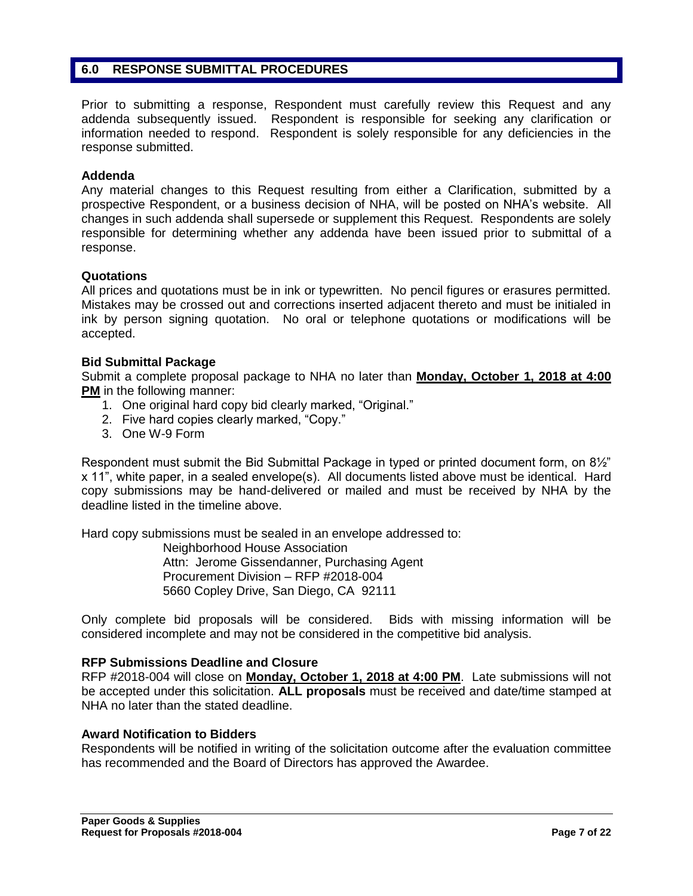## 6.0 RESPONSE SUBMITTAL PROCEDURES

Prior to submitting a response, Respondent must carefully review this Request and any addenda subsequently issued. Respondent is responsible for seeking any clarification or information needed to respond. Respondent is solely responsible for any deficiencies in the response submitted.

### Addenda

Any material changes to this Request resulting from either a Clarification, submitted by a prospective Respondent, or a business decision of NHA, will be posted on NHA's website. All changes in such addenda shall supersede or supplement this Request. Respondents are solely responsible for determining whether any addenda have been issued prior to submittal of a response.

### Quotations

All prices and quotations must be in ink or typewritten. No pencil figures or erasures permitted. Mistakes may be crossed out and corrections inserted adjacent thereto and must be initialed in ink by person signing quotation. No oral or telephone quotations or modifications will be accepted.

### Bid Submittal Package

Submit a complete proposal package to NHA no later than **<u>Monday, October 1, 2018 at 4:00 PM</u>** in the following manner:

1. One original hard copy bid clearly marked, "Original."
2. Five hard copies clearly marked, "Copy."
3. One W-9 Form

Respondent must submit the Bid Submittal Package in typed or printed document form, on 8½" x 11", white paper, in a sealed envelope(s). All documents listed above must be identical. Hard copy submissions may be hand-delivered or mailed and must be received by NHA by the deadline listed in the timeline above.

Hard copy submissions must be sealed in an envelope addressed to:

> Neighborhood House Association
> Attn: Jerome Gissendanner, Purchasing Agent
> Procurement Division – RFP #2018-004
> 5660 Copley Drive, San Diego, CA 92111

Only complete bid proposals will be considered. Bids with missing information will be considered incomplete and may not be considered in the competitive bid analysis.

### RFP Submissions Deadline and Closure

RFP #2018-004 will close on **<u>Monday, October 1, 2018 at 4:00 PM</u>**. Late submissions will not be accepted under this solicitation. **ALL proposals** must be received and date/time stamped at NHA no later than the stated deadline.

### Award Notification to Bidders

Respondents will be notified in writing of the solicitation outcome after the evaluation committee has recommended and the Board of Directors has approved the Awardee.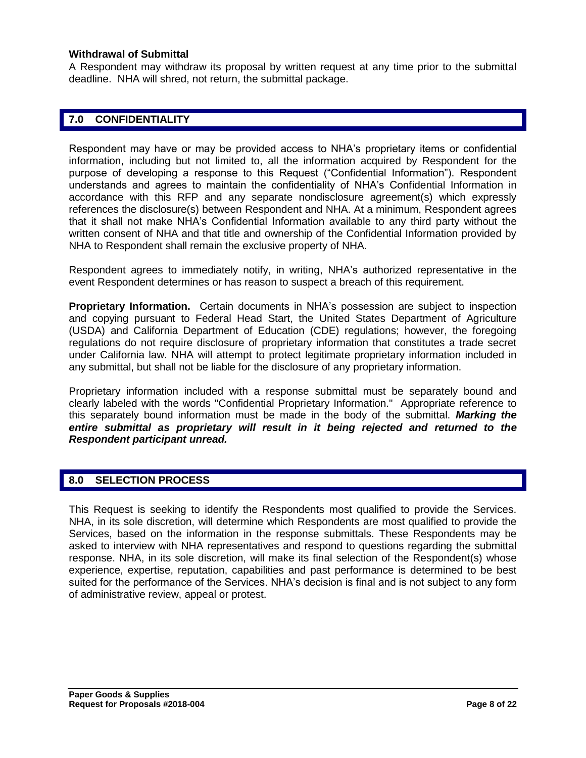**Withdrawal of Submittal**

A Respondent may withdraw its proposal by written request at any time prior to the submittal deadline. NHA will shred, not return, the submittal package.

## 7.0 CONFIDENTIALITY

Respondent may have or may be provided access to NHA's proprietary items or confidential information, including but not limited to, all the information acquired by Respondent for the purpose of developing a response to this Request ("Confidential Information"). Respondent understands and agrees to maintain the confidentiality of NHA's Confidential Information in accordance with this RFP and any separate nondisclosure agreement(s) which expressly references the disclosure(s) between Respondent and NHA. At a minimum, Respondent agrees that it shall not make NHA's Confidential Information available to any third party without the written consent of NHA and that title and ownership of the Confidential Information provided by NHA to Respondent shall remain the exclusive property of NHA.

Respondent agrees to immediately notify, in writing, NHA's authorized representative in the event Respondent determines or has reason to suspect a breach of this requirement.

**Proprietary Information.** Certain documents in NHA's possession are subject to inspection and copying pursuant to Federal Head Start, the United States Department of Agriculture (USDA) and California Department of Education (CDE) regulations; however, the foregoing regulations do not require disclosure of proprietary information that constitutes a trade secret under California law. NHA will attempt to protect legitimate proprietary information included in any submittal, but shall not be liable for the disclosure of any proprietary information.

Proprietary information included with a response submittal must be separately bound and clearly labeled with the words "Confidential Proprietary Information." Appropriate reference to this separately bound information must be made in the body of the submittal. ***Marking the entire submittal as proprietary will result in it being rejected and returned to the Respondent participant unread.***

## 8.0 SELECTION PROCESS

This Request is seeking to identify the Respondents most qualified to provide the Services. NHA, in its sole discretion, will determine which Respondents are most qualified to provide the Services, based on the information in the response submittals. These Respondents may be asked to interview with NHA representatives and respond to questions regarding the submittal response. NHA, in its sole discretion, will make its final selection of the Respondent(s) whose experience, expertise, reputation, capabilities and past performance is determined to be best suited for the performance of the Services. NHA's decision is final and is not subject to any form of administrative review, appeal or protest.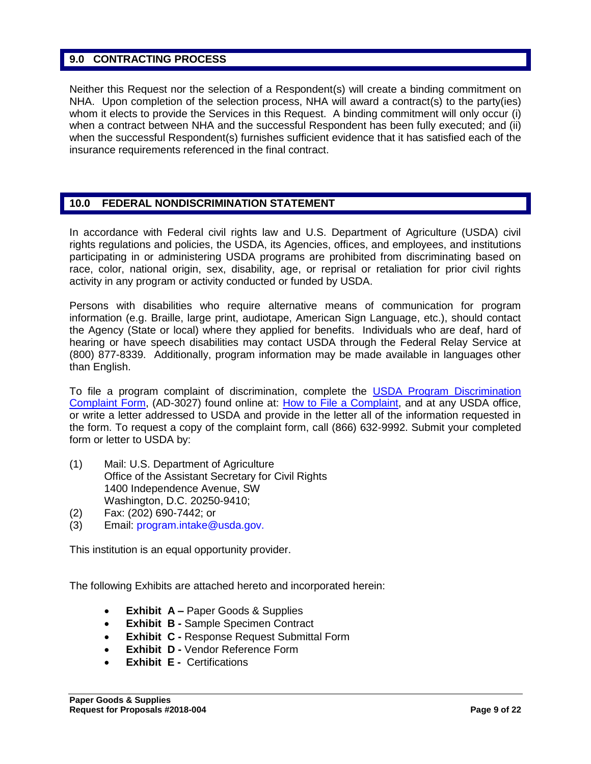## 9.0 CONTRACTING PROCESS

Neither this Request nor the selection of a Respondent(s) will create a binding commitment on NHA. Upon completion of the selection process, NHA will award a contract(s) to the party(ies) whom it elects to provide the Services in this Request. A binding commitment will only occur (i) when a contract between NHA and the successful Respondent has been fully executed; and (ii) when the successful Respondent(s) furnishes sufficient evidence that it has satisfied each of the insurance requirements referenced in the final contract.

## 10.0 FEDERAL NONDISCRIMINATION STATEMENT

In accordance with Federal civil rights law and U.S. Department of Agriculture (USDA) civil rights regulations and policies, the USDA, its Agencies, offices, and employees, and institutions participating in or administering USDA programs are prohibited from discriminating based on race, color, national origin, sex, disability, age, or reprisal or retaliation for prior civil rights activity in any program or activity conducted or funded by USDA.

Persons with disabilities who require alternative means of communication for program information (e.g. Braille, large print, audiotape, American Sign Language, etc.), should contact the Agency (State or local) where they applied for benefits. Individuals who are deaf, hard of hearing or have speech disabilities may contact USDA through the Federal Relay Service at (800) 877-8339. Additionally, program information may be made available in languages other than English.

To file a program complaint of discrimination, complete the USDA Program Discrimination Complaint Form, (AD-3027) found online at: How to File a Complaint, and at any USDA office, or write a letter addressed to USDA and provide in the letter all of the information requested in the form. To request a copy of the complaint form, call (866) 632-9992. Submit your completed form or letter to USDA by:

(1) Mail: U.S. Department of Agriculture
Office of the Assistant Secretary for Civil Rights
1400 Independence Avenue, SW
Washington, D.C. 20250-9410;

(2) Fax: (202) 690-7442; or

(3) Email: program.intake@usda.gov.

This institution is an equal opportunity provider.

The following Exhibits are attached hereto and incorporated herein:

- **Exhibit A –** Paper Goods & Supplies
- **Exhibit B -** Sample Specimen Contract
- **Exhibit C -** Response Request Submittal Form
- **Exhibit D -** Vendor Reference Form
- **Exhibit E -** Certifications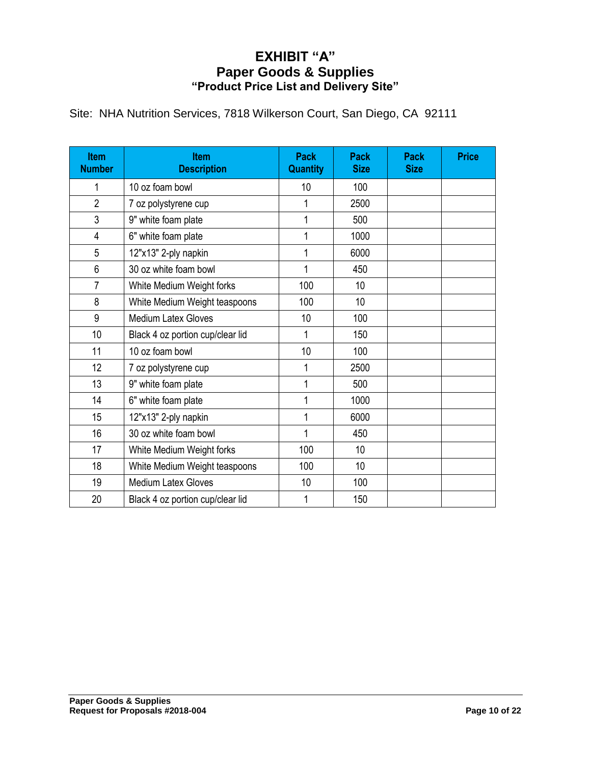# EXHIBIT "A"
## Paper Goods & Supplies
### "Product Price List and Delivery Site"

Site: NHA Nutrition Services, 7818 Wilkerson Court, San Diego, CA 92111

| Item Number | Item Description | Pack Quantity | Pack Size | Pack Size | Price |
|---|---|---|---|---|---|
| 1 | 10 oz foam bowl | 10 | 100 | | |
| 2 | 7 oz polystyrene cup | 1 | 2500 | | |
| 3 | 9" white foam plate | 1 | 500 | | |
| 4 | 6" white foam plate | 1 | 1000 | | |
| 5 | 12"x13" 2-ply napkin | 1 | 6000 | | |
| 6 | 30 oz white foam bowl | 1 | 450 | | |
| 7 | White Medium Weight forks | 100 | 10 | | |
| 8 | White Medium Weight teaspoons | 100 | 10 | | |
| 9 | Medium Latex Gloves | 10 | 100 | | |
| 10 | Black 4 oz portion cup/clear lid | 1 | 150 | | |
| 11 | 10 oz foam bowl | 10 | 100 | | |
| 12 | 7 oz polystyrene cup | 1 | 2500 | | |
| 13 | 9" white foam plate | 1 | 500 | | |
| 14 | 6" white foam plate | 1 | 1000 | | |
| 15 | 12"x13" 2-ply napkin | 1 | 6000 | | |
| 16 | 30 oz white foam bowl | 1 | 450 | | |
| 17 | White Medium Weight forks | 100 | 10 | | |
| 18 | White Medium Weight teaspoons | 100 | 10 | | |
| 19 | Medium Latex Gloves | 10 | 100 | | |
| 20 | Black 4 oz portion cup/clear lid | 1 | 150 | | |

Paper Goods & Supplies
Request for Proposals #2018-004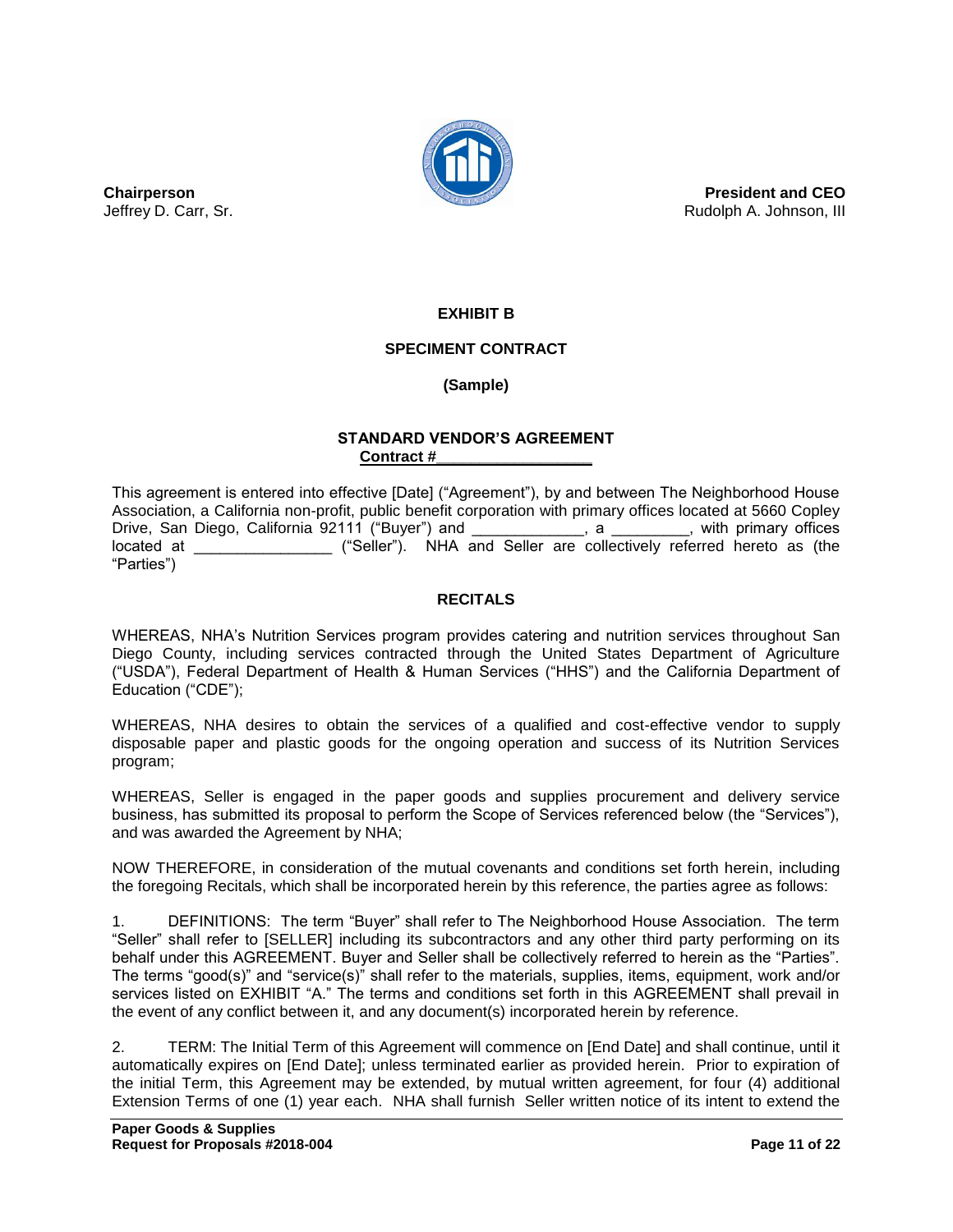**Chairperson**
Jeffrey D. Carr, Sr.

**President and CEO**
Rudolph A. Johnson, III

**EXHIBIT B**

**SPECIMENT CONTRACT**

**(Sample)**

**STANDARD VENDOR'S AGREEMENT**
**Contract #__________________**

This agreement is entered into effective [Date] ("Agreement"), by and between The Neighborhood House Association, a California non-profit, public benefit corporation with primary offices located at 5660 Copley Drive, San Diego, California 92111 ("Buyer") and _____________, a _________, with primary offices located at ________________ ("Seller"). NHA and Seller are collectively referred hereto as (the "Parties")

## RECITALS

WHEREAS, NHA's Nutrition Services program provides catering and nutrition services throughout San Diego County, including services contracted through the United States Department of Agriculture ("USDA"), Federal Department of Health & Human Services ("HHS") and the California Department of Education ("CDE");

WHEREAS, NHA desires to obtain the services of a qualified and cost-effective vendor to supply disposable paper and plastic goods for the ongoing operation and success of its Nutrition Services program;

WHEREAS, Seller is engaged in the paper goods and supplies procurement and delivery service business, has submitted its proposal to perform the Scope of Services referenced below (the "Services"), and was awarded the Agreement by NHA;

NOW THEREFORE, in consideration of the mutual covenants and conditions set forth herein, including the foregoing Recitals, which shall be incorporated herein by this reference, the parties agree as follows:

1. DEFINITIONS: The term "Buyer" shall refer to The Neighborhood House Association. The term "Seller" shall refer to [SELLER] including its subcontractors and any other third party performing on its behalf under this AGREEMENT. Buyer and Seller shall be collectively referred to herein as the "Parties". The terms "good(s)" and "service(s)" shall refer to the materials, supplies, items, equipment, work and/or services listed on EXHIBIT "A." The terms and conditions set forth in this AGREEMENT shall prevail in the event of any conflict between it, and any document(s) incorporated herein by reference.

2. TERM: The Initial Term of this Agreement will commence on [End Date] and shall continue, until it automatically expires on [End Date]; unless terminated earlier as provided herein. Prior to expiration of the initial Term, this Agreement may be extended, by mutual written agreement, for four (4) additional Extension Terms of one (1) year each. NHA shall furnish Seller written notice of its intent to extend the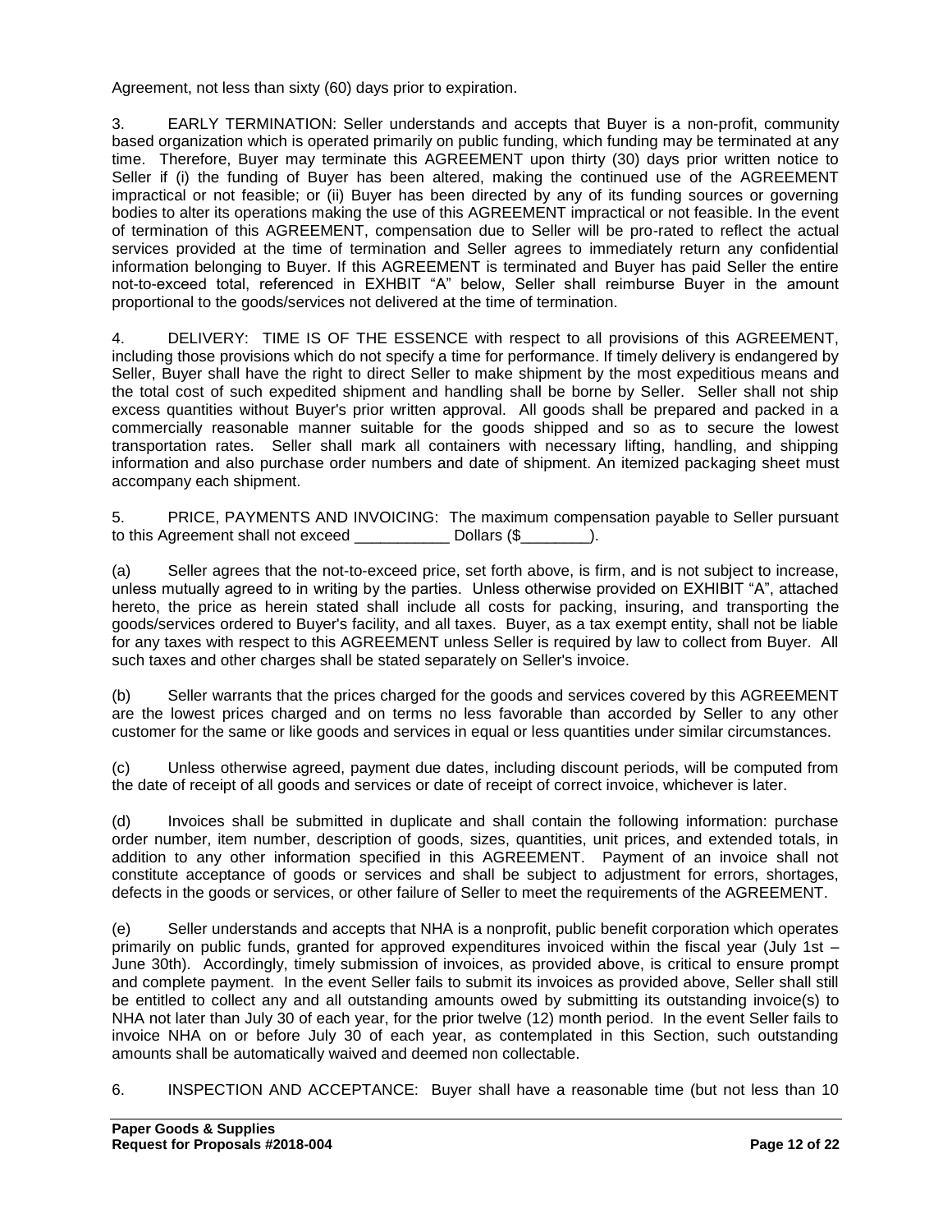Agreement, not less than sixty (60) days prior to expiration.

3. EARLY TERMINATION: Seller understands and accepts that Buyer is a non-profit, community based organization which is operated primarily on public funding, which funding may be terminated at any time. Therefore, Buyer may terminate this AGREEMENT upon thirty (30) days prior written notice to Seller if (i) the funding of Buyer has been altered, making the continued use of the AGREEMENT impractical or not feasible; or (ii) Buyer has been directed by any of its funding sources or governing bodies to alter its operations making the use of this AGREEMENT impractical or not feasible. In the event of termination of this AGREEMENT, compensation due to Seller will be pro-rated to reflect the actual services provided at the time of termination and Seller agrees to immediately return any confidential information belonging to Buyer. If this AGREEMENT is terminated and Buyer has paid Seller the entire not-to-exceed total, referenced in EXHBIT "A" below, Seller shall reimburse Buyer in the amount proportional to the goods/services not delivered at the time of termination.

4. DELIVERY: TIME IS OF THE ESSENCE with respect to all provisions of this AGREEMENT, including those provisions which do not specify a time for performance. If timely delivery is endangered by Seller, Buyer shall have the right to direct Seller to make shipment by the most expeditious means and the total cost of such expedited shipment and handling shall be borne by Seller. Seller shall not ship excess quantities without Buyer's prior written approval. All goods shall be prepared and packed in a commercially reasonable manner suitable for the goods shipped and so as to secure the lowest transportation rates. Seller shall mark all containers with necessary lifting, handling, and shipping information and also purchase order numbers and date of shipment. An itemized packaging sheet must accompany each shipment.

5. PRICE, PAYMENTS AND INVOICING: The maximum compensation payable to Seller pursuant to this Agreement shall not exceed ___________ Dollars ($________).

(a) Seller agrees that the not-to-exceed price, set forth above, is firm, and is not subject to increase, unless mutually agreed to in writing by the parties. Unless otherwise provided on EXHIBIT "A", attached hereto, the price as herein stated shall include all costs for packing, insuring, and transporting the goods/services ordered to Buyer's facility, and all taxes. Buyer, as a tax exempt entity, shall not be liable for any taxes with respect to this AGREEMENT unless Seller is required by law to collect from Buyer. All such taxes and other charges shall be stated separately on Seller's invoice.

(b) Seller warrants that the prices charged for the goods and services covered by this AGREEMENT are the lowest prices charged and on terms no less favorable than accorded by Seller to any other customer for the same or like goods and services in equal or less quantities under similar circumstances.

(c) Unless otherwise agreed, payment due dates, including discount periods, will be computed from the date of receipt of all goods and services or date of receipt of correct invoice, whichever is later.

(d) Invoices shall be submitted in duplicate and shall contain the following information: purchase order number, item number, description of goods, sizes, quantities, unit prices, and extended totals, in addition to any other information specified in this AGREEMENT. Payment of an invoice shall not constitute acceptance of goods or services and shall be subject to adjustment for errors, shortages, defects in the goods or services, or other failure of Seller to meet the requirements of the AGREEMENT.

(e) Seller understands and accepts that NHA is a nonprofit, public benefit corporation which operates primarily on public funds, granted for approved expenditures invoiced within the fiscal year (July 1st – June 30th). Accordingly, timely submission of invoices, as provided above, is critical to ensure prompt and complete payment. In the event Seller fails to submit its invoices as provided above, Seller shall still be entitled to collect any and all outstanding amounts owed by submitting its outstanding invoice(s) to NHA not later than July 30 of each year, for the prior twelve (12) month period. In the event Seller fails to invoice NHA on or before July 30 of each year, as contemplated in this Section, such outstanding amounts shall be automatically waived and deemed non collectable.

6. INSPECTION AND ACCEPTANCE: Buyer shall have a reasonable time (but not less than 10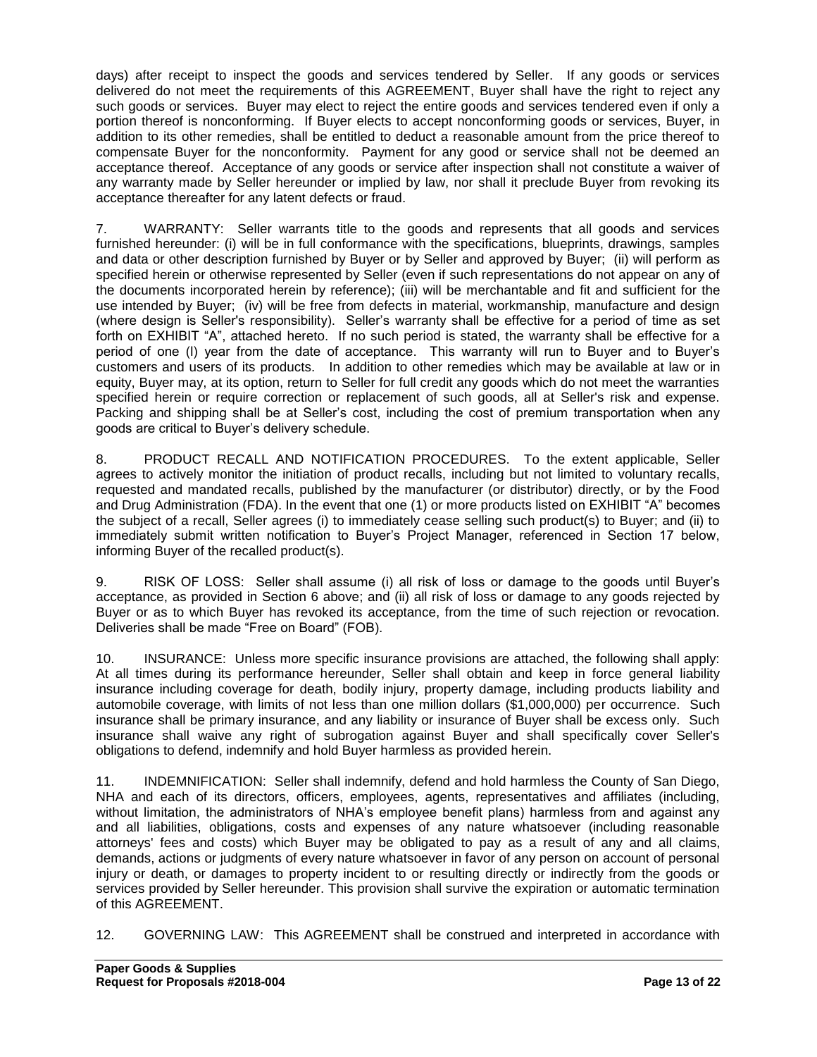days) after receipt to inspect the goods and services tendered by Seller. If any goods or services delivered do not meet the requirements of this AGREEMENT, Buyer shall have the right to reject any such goods or services. Buyer may elect to reject the entire goods and services tendered even if only a portion thereof is nonconforming. If Buyer elects to accept nonconforming goods or services, Buyer, in addition to its other remedies, shall be entitled to deduct a reasonable amount from the price thereof to compensate Buyer for the nonconformity. Payment for any good or service shall not be deemed an acceptance thereof. Acceptance of any goods or service after inspection shall not constitute a waiver of any warranty made by Seller hereunder or implied by law, nor shall it preclude Buyer from revoking its acceptance thereafter for any latent defects or fraud.

7. WARRANTY: Seller warrants title to the goods and represents that all goods and services furnished hereunder: (i) will be in full conformance with the specifications, blueprints, drawings, samples and data or other description furnished by Buyer or by Seller and approved by Buyer; (ii) will perform as specified herein or otherwise represented by Seller (even if such representations do not appear on any of the documents incorporated herein by reference); (iii) will be merchantable and fit and sufficient for the use intended by Buyer; (iv) will be free from defects in material, workmanship, manufacture and design (where design is Seller's responsibility). Seller's warranty shall be effective for a period of time as set forth on EXHIBIT "A", attached hereto. If no such period is stated, the warranty shall be effective for a period of one (l) year from the date of acceptance. This warranty will run to Buyer and to Buyer's customers and users of its products. In addition to other remedies which may be available at law or in equity, Buyer may, at its option, return to Seller for full credit any goods which do not meet the warranties specified herein or require correction or replacement of such goods, all at Seller's risk and expense. Packing and shipping shall be at Seller's cost, including the cost of premium transportation when any goods are critical to Buyer's delivery schedule.

8. PRODUCT RECALL AND NOTIFICATION PROCEDURES. To the extent applicable, Seller agrees to actively monitor the initiation of product recalls, including but not limited to voluntary recalls, requested and mandated recalls, published by the manufacturer (or distributor) directly, or by the Food and Drug Administration (FDA). In the event that one (1) or more products listed on EXHIBIT "A" becomes the subject of a recall, Seller agrees (i) to immediately cease selling such product(s) to Buyer; and (ii) to immediately submit written notification to Buyer's Project Manager, referenced in Section 17 below, informing Buyer of the recalled product(s).

9. RISK OF LOSS: Seller shall assume (i) all risk of loss or damage to the goods until Buyer's acceptance, as provided in Section 6 above; and (ii) all risk of loss or damage to any goods rejected by Buyer or as to which Buyer has revoked its acceptance, from the time of such rejection or revocation. Deliveries shall be made "Free on Board" (FOB).

10. INSURANCE: Unless more specific insurance provisions are attached, the following shall apply: At all times during its performance hereunder, Seller shall obtain and keep in force general liability insurance including coverage for death, bodily injury, property damage, including products liability and automobile coverage, with limits of not less than one million dollars ($1,000,000) per occurrence. Such insurance shall be primary insurance, and any liability or insurance of Buyer shall be excess only. Such insurance shall waive any right of subrogation against Buyer and shall specifically cover Seller's obligations to defend, indemnify and hold Buyer harmless as provided herein.

11. INDEMNIFICATION: Seller shall indemnify, defend and hold harmless the County of San Diego, NHA and each of its directors, officers, employees, agents, representatives and affiliates (including, without limitation, the administrators of NHA's employee benefit plans) harmless from and against any and all liabilities, obligations, costs and expenses of any nature whatsoever (including reasonable attorneys' fees and costs) which Buyer may be obligated to pay as a result of any and all claims, demands, actions or judgments of every nature whatsoever in favor of any person on account of personal injury or death, or damages to property incident to or resulting directly or indirectly from the goods or services provided by Seller hereunder. This provision shall survive the expiration or automatic termination of this AGREEMENT.

12. GOVERNING LAW: This AGREEMENT shall be construed and interpreted in accordance with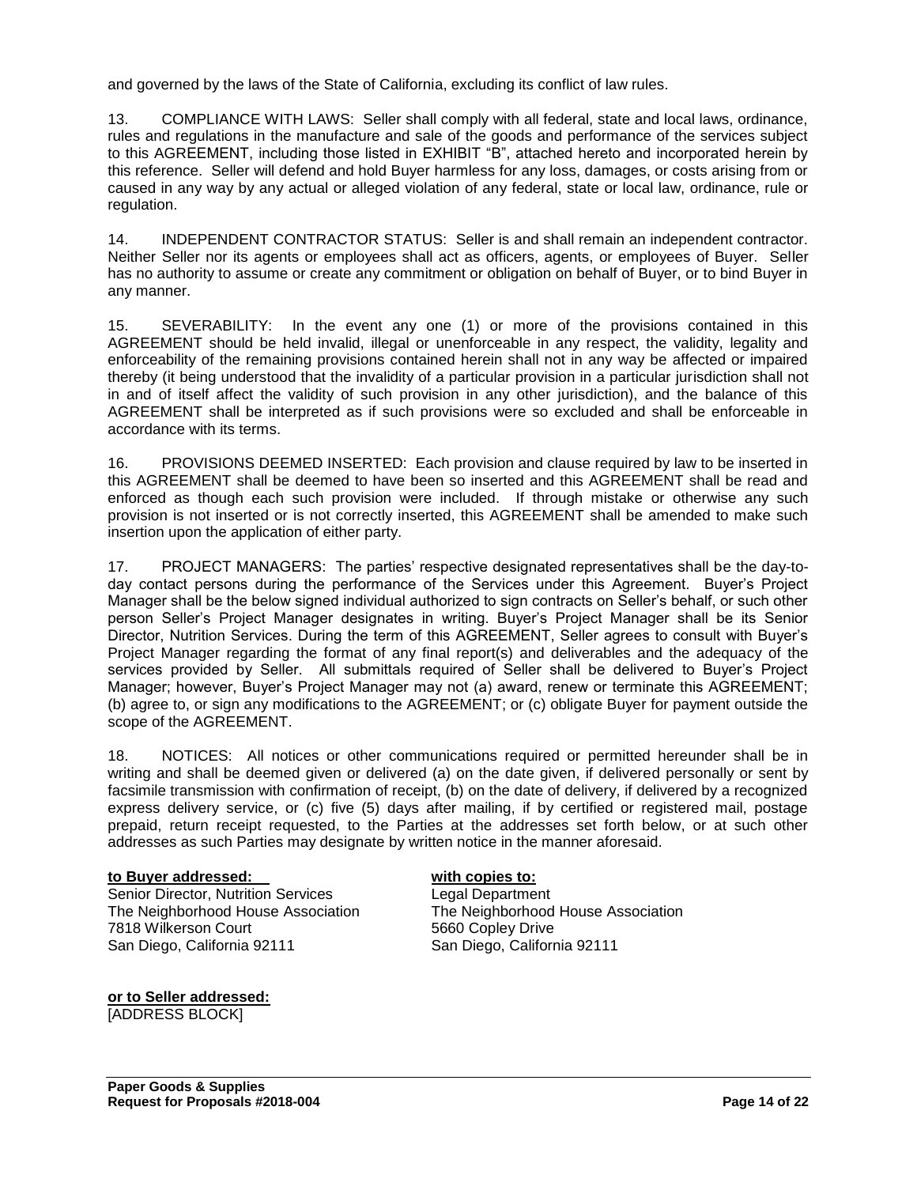and governed by the laws of the State of California, excluding its conflict of law rules.

13. COMPLIANCE WITH LAWS: Seller shall comply with all federal, state and local laws, ordinance, rules and regulations in the manufacture and sale of the goods and performance of the services subject to this AGREEMENT, including those listed in EXHIBIT "B", attached hereto and incorporated herein by this reference. Seller will defend and hold Buyer harmless for any loss, damages, or costs arising from or caused in any way by any actual or alleged violation of any federal, state or local law, ordinance, rule or regulation.

14. INDEPENDENT CONTRACTOR STATUS: Seller is and shall remain an independent contractor. Neither Seller nor its agents or employees shall act as officers, agents, or employees of Buyer. Seller has no authority to assume or create any commitment or obligation on behalf of Buyer, or to bind Buyer in any manner.

15. SEVERABILITY: In the event any one (1) or more of the provisions contained in this AGREEMENT should be held invalid, illegal or unenforceable in any respect, the validity, legality and enforceability of the remaining provisions contained herein shall not in any way be affected or impaired thereby (it being understood that the invalidity of a particular provision in a particular jurisdiction shall not in and of itself affect the validity of such provision in any other jurisdiction), and the balance of this AGREEMENT shall be interpreted as if such provisions were so excluded and shall be enforceable in accordance with its terms.

16. PROVISIONS DEEMED INSERTED: Each provision and clause required by law to be inserted in this AGREEMENT shall be deemed to have been so inserted and this AGREEMENT shall be read and enforced as though each such provision were included. If through mistake or otherwise any such provision is not inserted or is not correctly inserted, this AGREEMENT shall be amended to make such insertion upon the application of either party.

17. PROJECT MANAGERS: The parties' respective designated representatives shall be the day-to-day contact persons during the performance of the Services under this Agreement. Buyer's Project Manager shall be the below signed individual authorized to sign contracts on Seller's behalf, or such other person Seller's Project Manager designates in writing. Buyer's Project Manager shall be its Senior Director, Nutrition Services. During the term of this AGREEMENT, Seller agrees to consult with Buyer's Project Manager regarding the format of any final report(s) and deliverables and the adequacy of the services provided by Seller. All submittals required of Seller shall be delivered to Buyer's Project Manager; however, Buyer's Project Manager may not (a) award, renew or terminate this AGREEMENT; (b) agree to, or sign any modifications to the AGREEMENT; or (c) obligate Buyer for payment outside the scope of the AGREEMENT.

18. NOTICES: All notices or other communications required or permitted hereunder shall be in writing and shall be deemed given or delivered (a) on the date given, if delivered personally or sent by facsimile transmission with confirmation of receipt, (b) on the date of delivery, if delivered by a recognized express delivery service, or (c) five (5) days after mailing, if by certified or registered mail, postage prepaid, return receipt requested, to the Parties at the addresses set forth below, or at such other addresses as such Parties may designate by written notice in the manner aforesaid.

**to Buyer addressed:**
Senior Director, Nutrition Services
The Neighborhood House Association
7818 Wilkerson Court
San Diego, California 92111

**with copies to:**
Legal Department
The Neighborhood House Association
5660 Copley Drive
San Diego, California 92111

**or to Seller addressed:**
[ADDRESS BLOCK]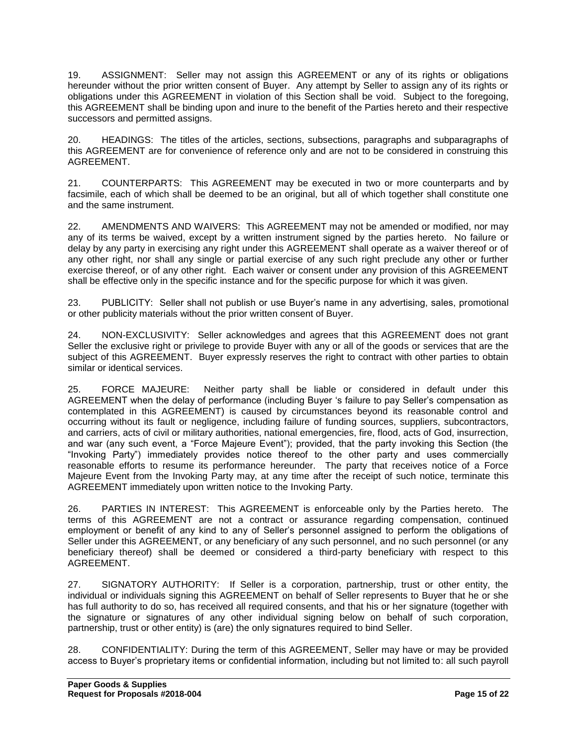19. ASSIGNMENT: Seller may not assign this AGREEMENT or any of its rights or obligations hereunder without the prior written consent of Buyer. Any attempt by Seller to assign any of its rights or obligations under this AGREEMENT in violation of this Section shall be void. Subject to the foregoing, this AGREEMENT shall be binding upon and inure to the benefit of the Parties hereto and their respective successors and permitted assigns.

20. HEADINGS: The titles of the articles, sections, subsections, paragraphs and subparagraphs of this AGREEMENT are for convenience of reference only and are not to be considered in construing this AGREEMENT.

21. COUNTERPARTS: This AGREEMENT may be executed in two or more counterparts and by facsimile, each of which shall be deemed to be an original, but all of which together shall constitute one and the same instrument.

22. AMENDMENTS AND WAIVERS: This AGREEMENT may not be amended or modified, nor may any of its terms be waived, except by a written instrument signed by the parties hereto. No failure or delay by any party in exercising any right under this AGREEMENT shall operate as a waiver thereof or of any other right, nor shall any single or partial exercise of any such right preclude any other or further exercise thereof, or of any other right. Each waiver or consent under any provision of this AGREEMENT shall be effective only in the specific instance and for the specific purpose for which it was given.

23. PUBLICITY: Seller shall not publish or use Buyer's name in any advertising, sales, promotional or other publicity materials without the prior written consent of Buyer.

24. NON-EXCLUSIVITY: Seller acknowledges and agrees that this AGREEMENT does not grant Seller the exclusive right or privilege to provide Buyer with any or all of the goods or services that are the subject of this AGREEMENT. Buyer expressly reserves the right to contract with other parties to obtain similar or identical services.

25. FORCE MAJEURE: Neither party shall be liable or considered in default under this AGREEMENT when the delay of performance (including Buyer 's failure to pay Seller's compensation as contemplated in this AGREEMENT) is caused by circumstances beyond its reasonable control and occurring without its fault or negligence, including failure of funding sources, suppliers, subcontractors, and carriers, acts of civil or military authorities, national emergencies, fire, flood, acts of God, insurrection, and war (any such event, a "Force Majeure Event"); provided, that the party invoking this Section (the "Invoking Party") immediately provides notice thereof to the other party and uses commercially reasonable efforts to resume its performance hereunder. The party that receives notice of a Force Majeure Event from the Invoking Party may, at any time after the receipt of such notice, terminate this AGREEMENT immediately upon written notice to the Invoking Party.

26. PARTIES IN INTEREST: This AGREEMENT is enforceable only by the Parties hereto. The terms of this AGREEMENT are not a contract or assurance regarding compensation, continued employment or benefit of any kind to any of Seller's personnel assigned to perform the obligations of Seller under this AGREEMENT, or any beneficiary of any such personnel, and no such personnel (or any beneficiary thereof) shall be deemed or considered a third-party beneficiary with respect to this AGREEMENT.

27. SIGNATORY AUTHORITY: If Seller is a corporation, partnership, trust or other entity, the individual or individuals signing this AGREEMENT on behalf of Seller represents to Buyer that he or she has full authority to do so, has received all required consents, and that his or her signature (together with the signature or signatures of any other individual signing below on behalf of such corporation, partnership, trust or other entity) is (are) the only signatures required to bind Seller.

28. CONFIDENTIALITY: During the term of this AGREEMENT, Seller may have or may be provided access to Buyer's proprietary items or confidential information, including but not limited to: all such payroll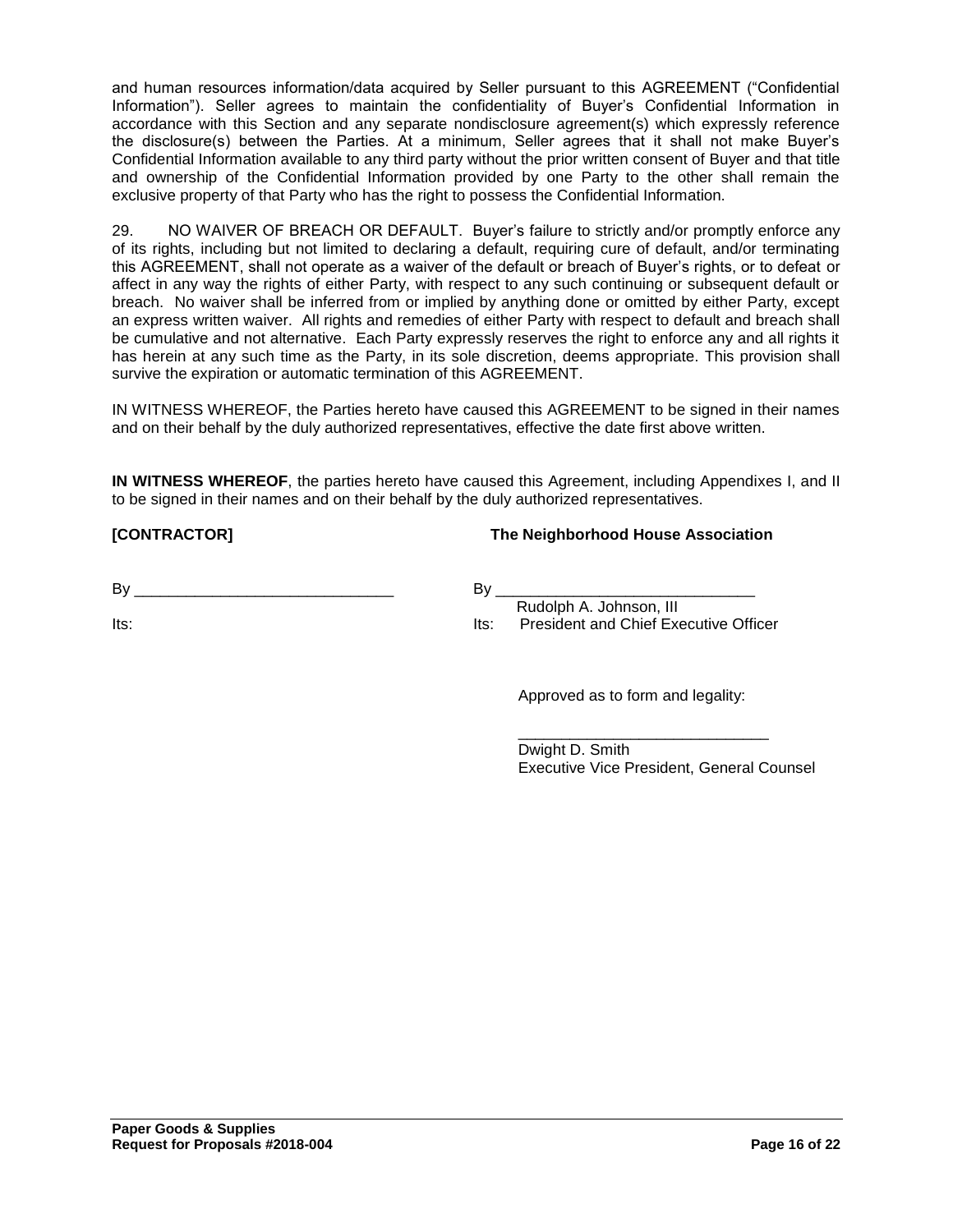and human resources information/data acquired by Seller pursuant to this AGREEMENT ("Confidential Information"). Seller agrees to maintain the confidentiality of Buyer's Confidential Information in accordance with this Section and any separate nondisclosure agreement(s) which expressly reference the disclosure(s) between the Parties. At a minimum, Seller agrees that it shall not make Buyer's Confidential Information available to any third party without the prior written consent of Buyer and that title and ownership of the Confidential Information provided by one Party to the other shall remain the exclusive property of that Party who has the right to possess the Confidential Information.

29. NO WAIVER OF BREACH OR DEFAULT. Buyer's failure to strictly and/or promptly enforce any of its rights, including but not limited to declaring a default, requiring cure of default, and/or terminating this AGREEMENT, shall not operate as a waiver of the default or breach of Buyer's rights, or to defeat or affect in any way the rights of either Party, with respect to any such continuing or subsequent default or breach. No waiver shall be inferred from or implied by anything done or omitted by either Party, except an express written waiver. All rights and remedies of either Party with respect to default and breach shall be cumulative and not alternative. Each Party expressly reserves the right to enforce any and all rights it has herein at any such time as the Party, in its sole discretion, deems appropriate. This provision shall survive the expiration or automatic termination of this AGREEMENT.

IN WITNESS WHEREOF, the Parties hereto have caused this AGREEMENT to be signed in their names and on their behalf by the duly authorized representatives, effective the date first above written.

**IN WITNESS WHEREOF**, the parties hereto have caused this Agreement, including Appendixes I, and II to be signed in their names and on their behalf by the duly authorized representatives.

**[CONTRACTOR]**

By ______________________________

Its:

**The Neighborhood House Association**

By ______________________________
Rudolph A. Johnson, III
Its: President and Chief Executive Officer

Approved as to form and legality:

______________________________
Dwight D. Smith
Executive Vice President, General Counsel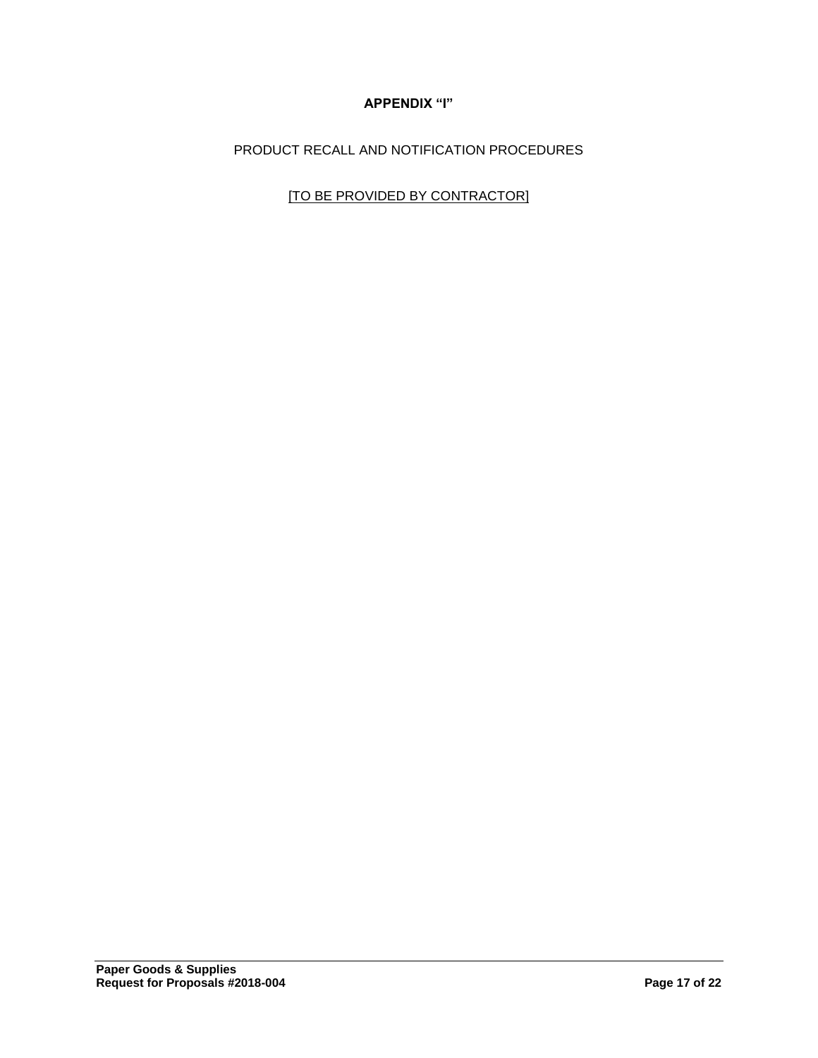**APPENDIX "I"**

PRODUCT RECALL AND NOTIFICATION PROCEDURES

[TO BE PROVIDED BY CONTRACTOR]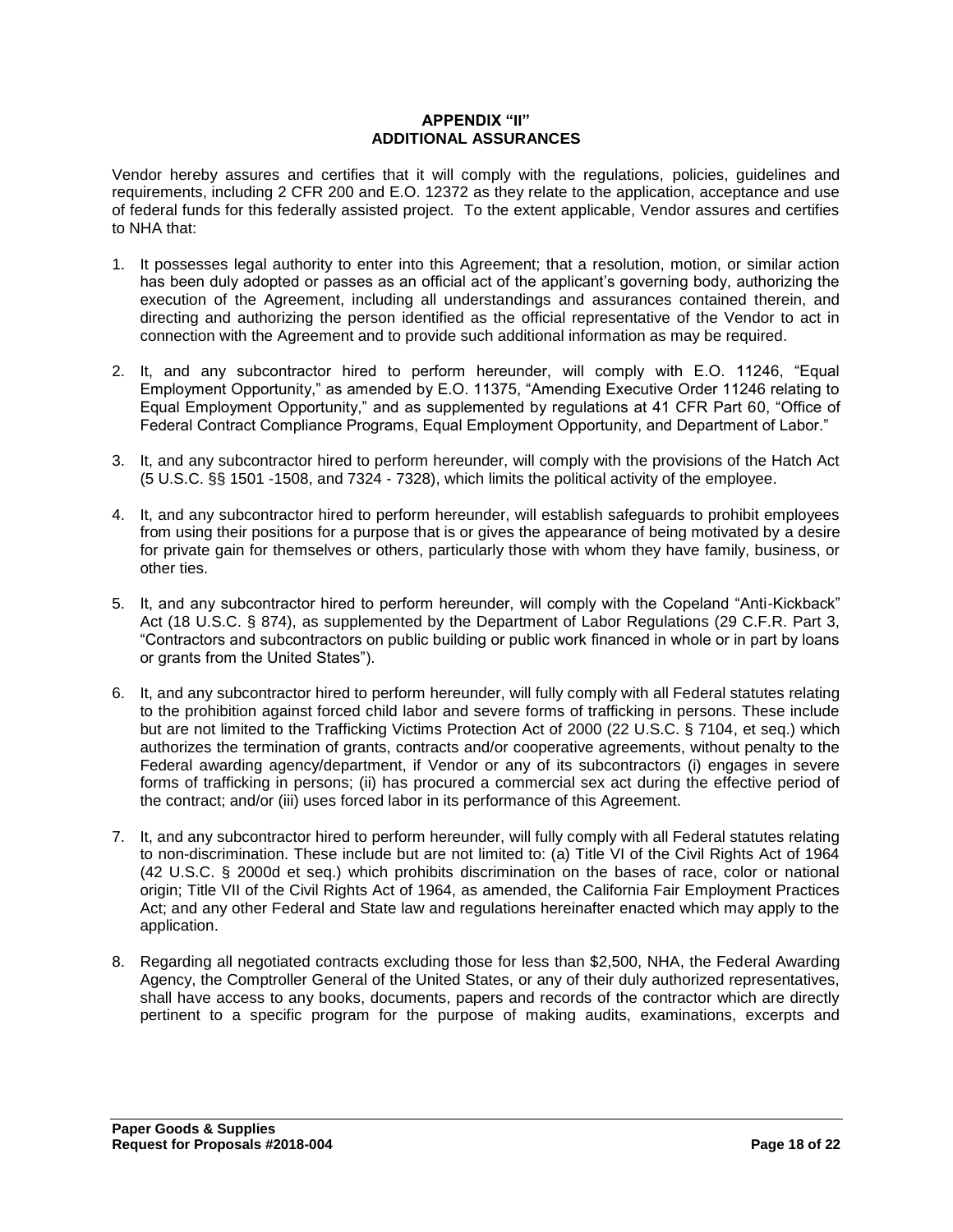**APPENDIX "II"**
**ADDITIONAL ASSURANCES**

Vendor hereby assures and certifies that it will comply with the regulations, policies, guidelines and requirements, including 2 CFR 200 and E.O. 12372 as they relate to the application, acceptance and use of federal funds for this federally assisted project. To the extent applicable, Vendor assures and certifies to NHA that:

1. It possesses legal authority to enter into this Agreement; that a resolution, motion, or similar action has been duly adopted or passes as an official act of the applicant's governing body, authorizing the execution of the Agreement, including all understandings and assurances contained therein, and directing and authorizing the person identified as the official representative of the Vendor to act in connection with the Agreement and to provide such additional information as may be required.

2. It, and any subcontractor hired to perform hereunder, will comply with E.O. 11246, "Equal Employment Opportunity," as amended by E.O. 11375, "Amending Executive Order 11246 relating to Equal Employment Opportunity," and as supplemented by regulations at 41 CFR Part 60, "Office of Federal Contract Compliance Programs, Equal Employment Opportunity, and Department of Labor."

3. It, and any subcontractor hired to perform hereunder, will comply with the provisions of the Hatch Act (5 U.S.C. §§ 1501 -1508, and 7324 - 7328), which limits the political activity of the employee.

4. It, and any subcontractor hired to perform hereunder, will establish safeguards to prohibit employees from using their positions for a purpose that is or gives the appearance of being motivated by a desire for private gain for themselves or others, particularly those with whom they have family, business, or other ties.

5. It, and any subcontractor hired to perform hereunder, will comply with the Copeland "Anti-Kickback" Act (18 U.S.C. § 874), as supplemented by the Department of Labor Regulations (29 C.F.R. Part 3, "Contractors and subcontractors on public building or public work financed in whole or in part by loans or grants from the United States").

6. It, and any subcontractor hired to perform hereunder, will fully comply with all Federal statutes relating to the prohibition against forced child labor and severe forms of trafficking in persons. These include but are not limited to the Trafficking Victims Protection Act of 2000 (22 U.S.C. § 7104, et seq.) which authorizes the termination of grants, contracts and/or cooperative agreements, without penalty to the Federal awarding agency/department, if Vendor or any of its subcontractors (i) engages in severe forms of trafficking in persons; (ii) has procured a commercial sex act during the effective period of the contract; and/or (iii) uses forced labor in its performance of this Agreement.

7. It, and any subcontractor hired to perform hereunder, will fully comply with all Federal statutes relating to non-discrimination. These include but are not limited to: (a) Title VI of the Civil Rights Act of 1964 (42 U.S.C. § 2000d et seq.) which prohibits discrimination on the bases of race, color or national origin; Title VII of the Civil Rights Act of 1964, as amended, the California Fair Employment Practices Act; and any other Federal and State law and regulations hereinafter enacted which may apply to the application.

8. Regarding all negotiated contracts excluding those for less than $2,500, NHA, the Federal Awarding Agency, the Comptroller General of the United States, or any of their duly authorized representatives, shall have access to any books, documents, papers and records of the contractor which are directly pertinent to a specific program for the purpose of making audits, examinations, excerpts and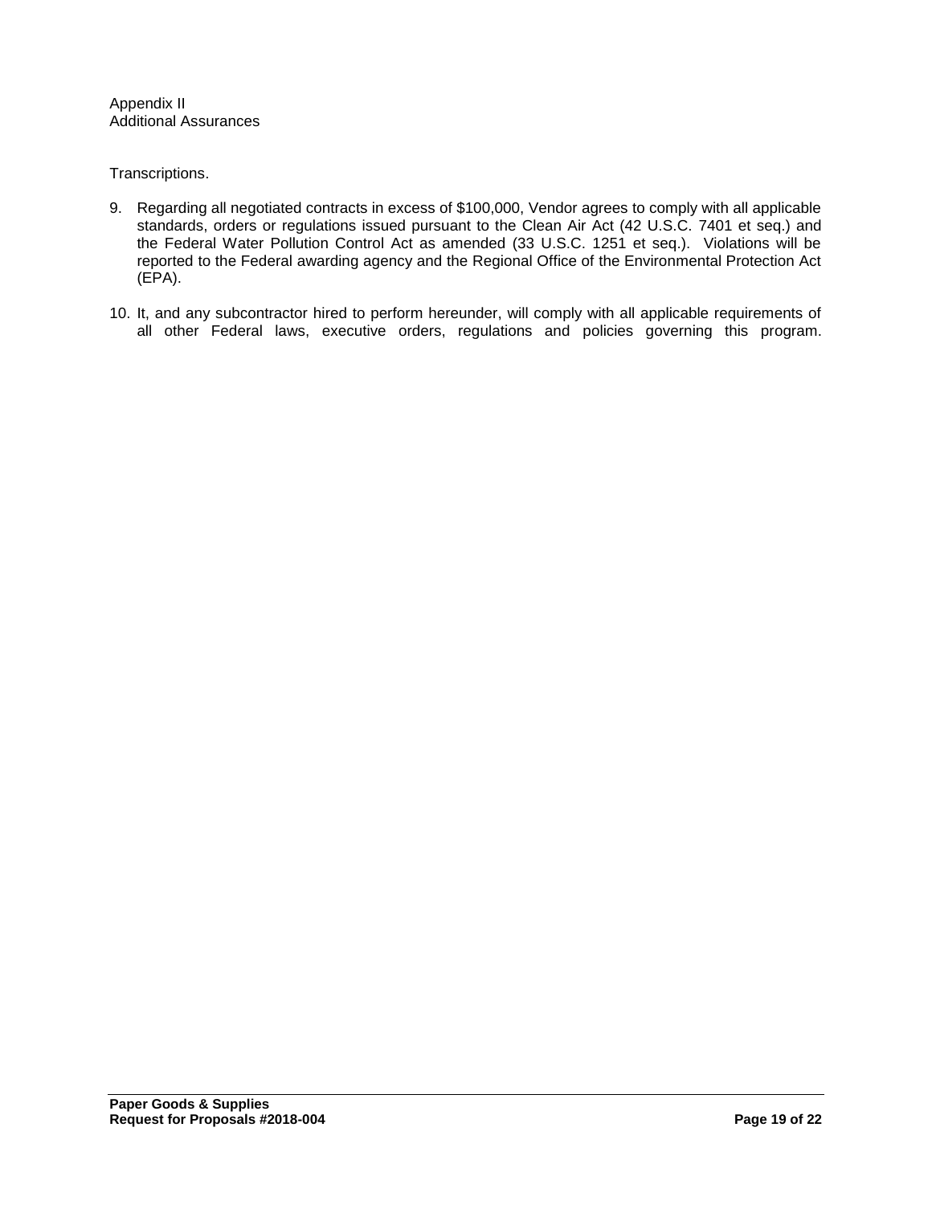Appendix II
Additional Assurances

Transcriptions.

9. Regarding all negotiated contracts in excess of $100,000, Vendor agrees to comply with all applicable standards, orders or regulations issued pursuant to the Clean Air Act (42 U.S.C. 7401 et seq.) and the Federal Water Pollution Control Act as amended (33 U.S.C. 1251 et seq.). Violations will be reported to the Federal awarding agency and the Regional Office of the Environmental Protection Act (EPA).

10. It, and any subcontractor hired to perform hereunder, will comply with all applicable requirements of all other Federal laws, executive orders, regulations and policies governing this program.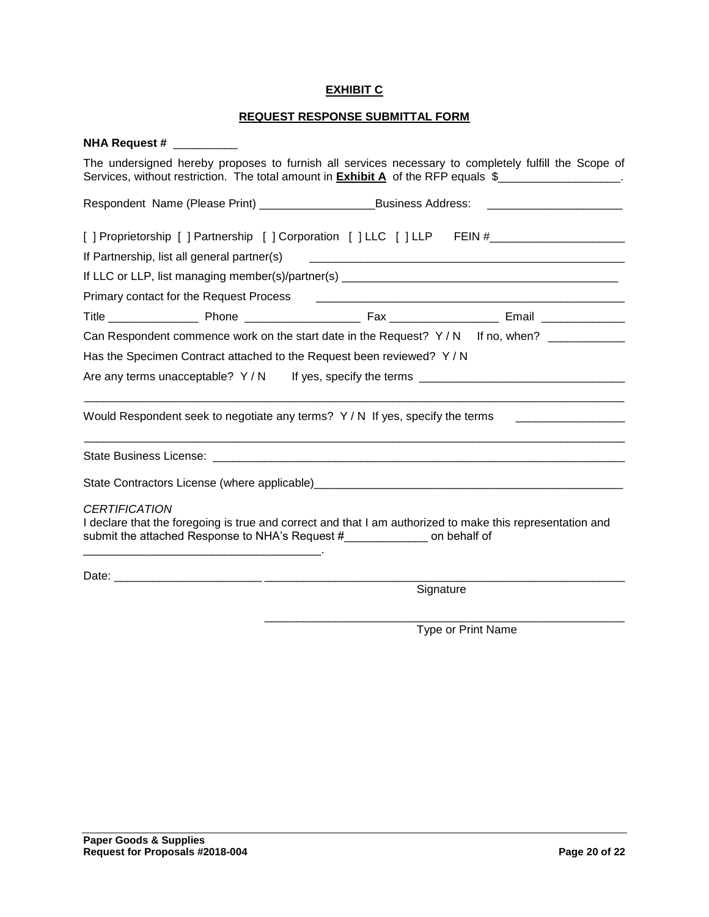## EXHIBIT C

## REQUEST RESPONSE SUBMITTAL FORM

**NHA Request #** __________

The undersigned hereby proposes to furnish all services necessary to completely fulfill the Scope of Services, without restriction. The total amount in **Exhibit A** of the RFP equals $___________________.

Respondent Name (Please Print) __________________Business Address: _____________________

[ ] Proprietorship [ ] Partnership [ ] Corporation [ ] LLC [ ] LLP FEIN #_____________________

If Partnership, list all general partner(s) _________________________________________________

If LLC or LLP, list managing member(s)/partner(s) ___________________________________________

Primary contact for the Request Process _________________________________________________

Title ______________ Phone __________________ Fax _________________ Email _____________

Can Respondent commence work on the start date in the Request? Y / N If no, when? ____________

Has the Specimen Contract attached to the Request been reviewed? Y / N

Are any terms unacceptable? Y / N If yes, specify the terms _______________________________

_________________________________________________________________________________________

Would Respondent seek to negotiate any terms? Y / N If yes, specify the terms _________________

_________________________________________________________________________________________

State Business License: ___________________________________________________________________

State Contractors License (where applicable)__________________________________________________

*CERTIFICATION*

I declare that the foregoing is true and correct and that I am authorized to make this representation and submit the attached Response to NHA's Request #_____________ on behalf of _____________________________________.

Date: _______________________ ___________________________________________________________

Signature

___________________________________________________________

Type or Print Name

**Paper Goods & Supplies**
**Request for Proposals #2018-004**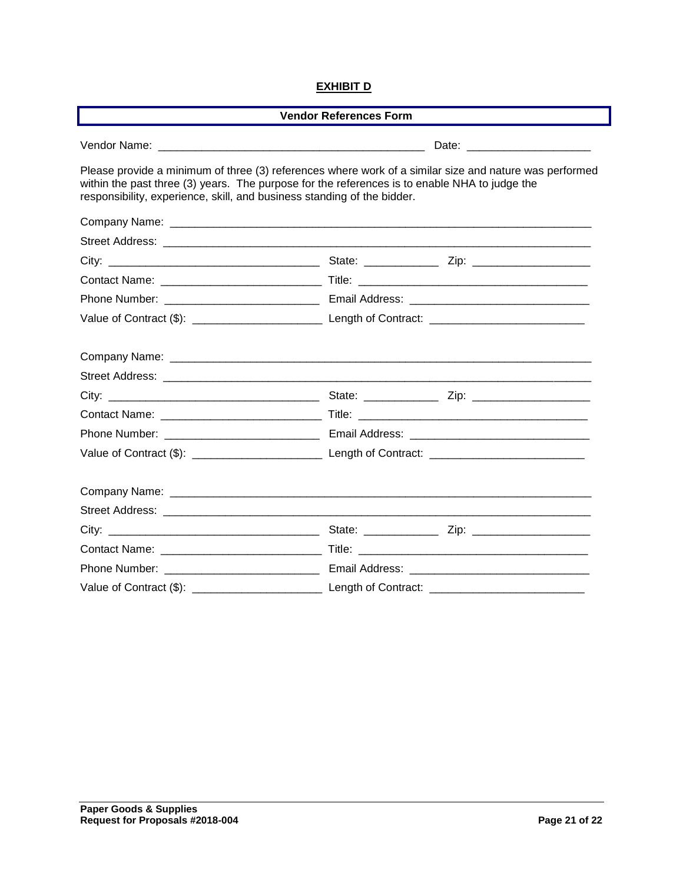**EXHIBIT D**

**Vendor References Form**

Vendor Name: ___________________________________________ Date: ____________________

Please provide a minimum of three (3) references where work of a similar size and nature was performed within the past three (3) years. The purpose for the references is to enable NHA to judge the responsibility, experience, skill, and business standing of the bidder.

Company Name: ______________________________________________________________________

Street Address: ______________________________________________________________________

City: __________________________________ State: ____________ Zip: ___________________

Contact Name: _________________________ Title: _____________________________________

Phone Number: ________________________ Email Address: _____________________________

Value of Contract ($): _____________________ Length of Contract: _________________________

Company Name: ______________________________________________________________________

Street Address: ______________________________________________________________________

City: __________________________________ State: ____________ Zip: ___________________

Contact Name: _________________________ Title: _____________________________________

Phone Number: ________________________ Email Address: _____________________________

Value of Contract ($): _____________________ Length of Contract: _________________________

Company Name: ______________________________________________________________________

Street Address: ______________________________________________________________________

City: __________________________________ State: ____________ Zip: ___________________

Contact Name: _________________________ Title: _____________________________________

Phone Number: ________________________ Email Address: _____________________________

Value of Contract ($): _____________________ Length of Contract: _________________________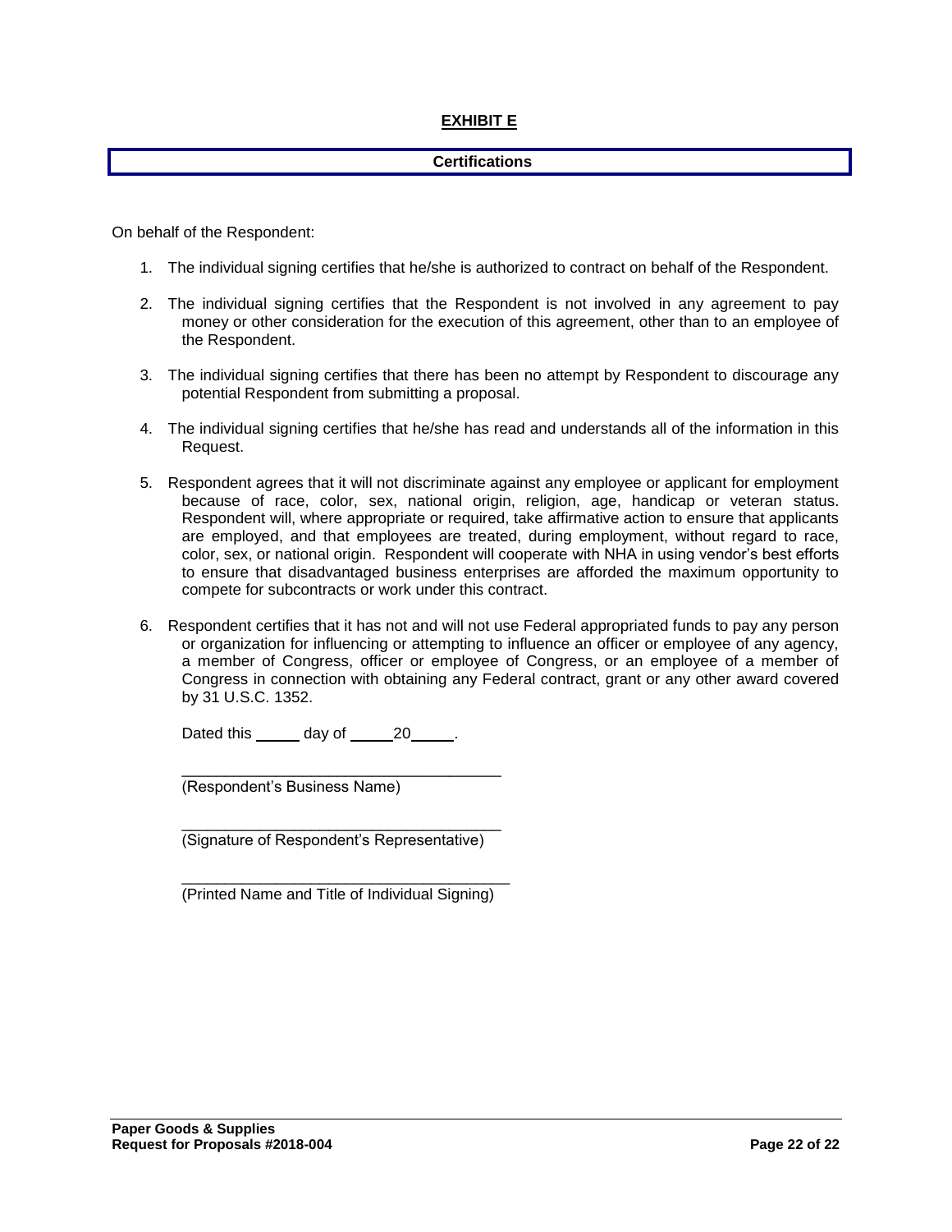# EXHIBIT E

## Certifications

On behalf of the Respondent:

1. The individual signing certifies that he/she is authorized to contract on behalf of the Respondent.

2. The individual signing certifies that the Respondent is not involved in any agreement to pay money or other consideration for the execution of this agreement, other than to an employee of the Respondent.

3. The individual signing certifies that there has been no attempt by Respondent to discourage any potential Respondent from submitting a proposal.

4. The individual signing certifies that he/she has read and understands all of the information in this Request.

5. Respondent agrees that it will not discriminate against any employee or applicant for employment because of race, color, sex, national origin, religion, age, handicap or veteran status. Respondent will, where appropriate or required, take affirmative action to ensure that applicants are employed, and that employees are treated, during employment, without regard to race, color, sex, or national origin. Respondent will cooperate with NHA in using vendor's best efforts to ensure that disadvantaged business enterprises are afforded the maximum opportunity to compete for subcontracts or work under this contract.

6. Respondent certifies that it has not and will not use Federal appropriated funds to pay any person or organization for influencing or attempting to influence an officer or employee of any agency, a member of Congress, officer or employee of Congress, or an employee of a member of Congress in connection with obtaining any Federal contract, grant or any other award covered by 31 U.S.C. 1352.

Dated this _____ day of _____20_____.

_____________________________________
(Respondent's Business Name)

_____________________________________
(Signature of Respondent's Representative)

______________________________________
(Printed Name and Title of Individual Signing)

**Paper Goods & Supplies**
**Request for Proposals #2018-004**